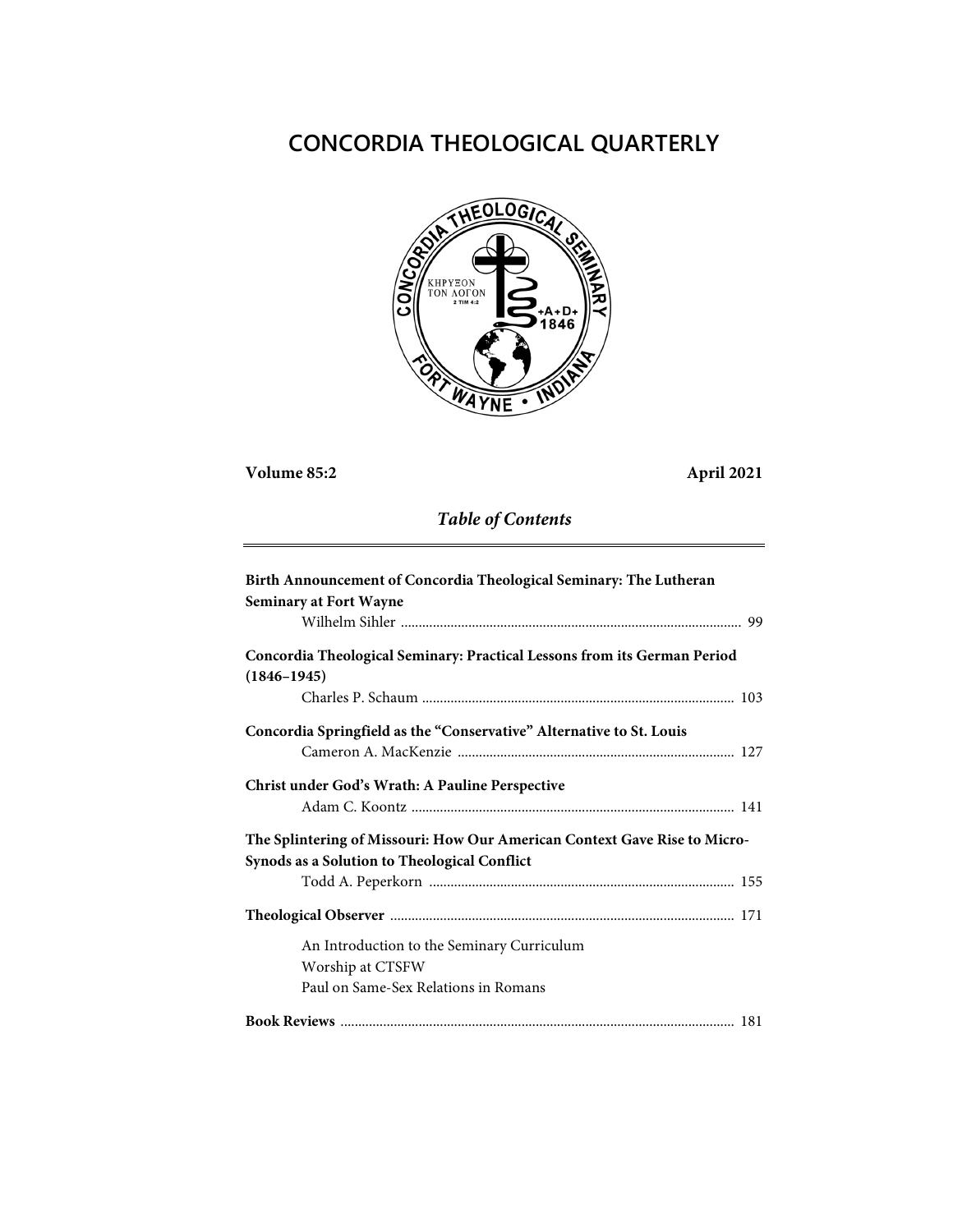# CONCORDIA THEOLOGICAL QUARTERLY

**Volume 85:2** **April 2021**

## *Table of Contents*

**Birth Announcement of Concordia Theological Seminary: The Lutheran Seminary at Fort Wayne**
Wilhelm Sihler ........ 99

**Concordia Theological Seminary: Practical Lessons from its German Period (1846–1945)**
Charles P. Schaum ........ 103

**Concordia Springfield as the "Conservative" Alternative to St. Louis**
Cameron A. MacKenzie ........ 127

**Christ under God's Wrath: A Pauline Perspective**
Adam C. Koontz ........ 141

**The Splintering of Missouri: How Our American Context Gave Rise to Micro-Synods as a Solution to Theological Conflict**
Todd A. Peperkorn ........ 155

**Theological Observer** ........ 171

- An Introduction to the Seminary Curriculum
- Worship at CTSFW
- Paul on Same-Sex Relations in Romans

**Book Reviews** ........ 181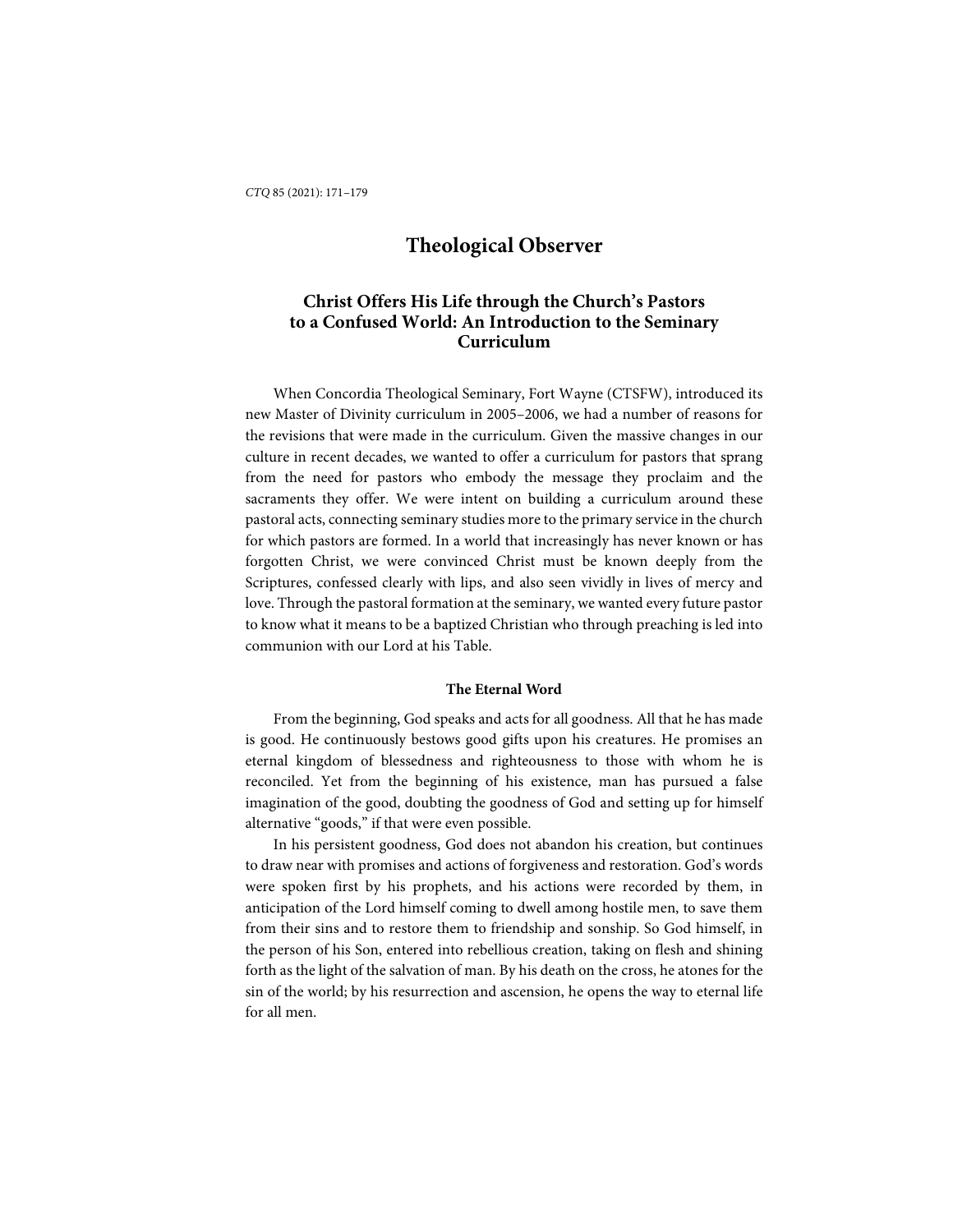# Theological Observer

## Christ Offers His Life through the Church's Pastors to a Confused World: An Introduction to the Seminary Curriculum

When Concordia Theological Seminary, Fort Wayne (CTSFW), introduced its new Master of Divinity curriculum in 2005–2006, we had a number of reasons for the revisions that were made in the curriculum. Given the massive changes in our culture in recent decades, we wanted to offer a curriculum for pastors that sprang from the need for pastors who embody the message they proclaim and the sacraments they offer. We were intent on building a curriculum around these pastoral acts, connecting seminary studies more to the primary service in the church for which pastors are formed. In a world that increasingly has never known or has forgotten Christ, we were convinced Christ must be known deeply from the Scriptures, confessed clearly with lips, and also seen vividly in lives of mercy and love. Through the pastoral formation at the seminary, we wanted every future pastor to know what it means to be a baptized Christian who through preaching is led into communion with our Lord at his Table.

### The Eternal Word

From the beginning, God speaks and acts for all goodness. All that he has made is good. He continuously bestows good gifts upon his creatures. He promises an eternal kingdom of blessedness and righteousness to those with whom he is reconciled. Yet from the beginning of his existence, man has pursued a false imagination of the good, doubting the goodness of God and setting up for himself alternative "goods," if that were even possible.

In his persistent goodness, God does not abandon his creation, but continues to draw near with promises and actions of forgiveness and restoration. God's words were spoken first by his prophets, and his actions were recorded by them, in anticipation of the Lord himself coming to dwell among hostile men, to save them from their sins and to restore them to friendship and sonship. So God himself, in the person of his Son, entered into rebellious creation, taking on flesh and shining forth as the light of the salvation of man. By his death on the cross, he atones for the sin of the world; by his resurrection and ascension, he opens the way to eternal life for all men.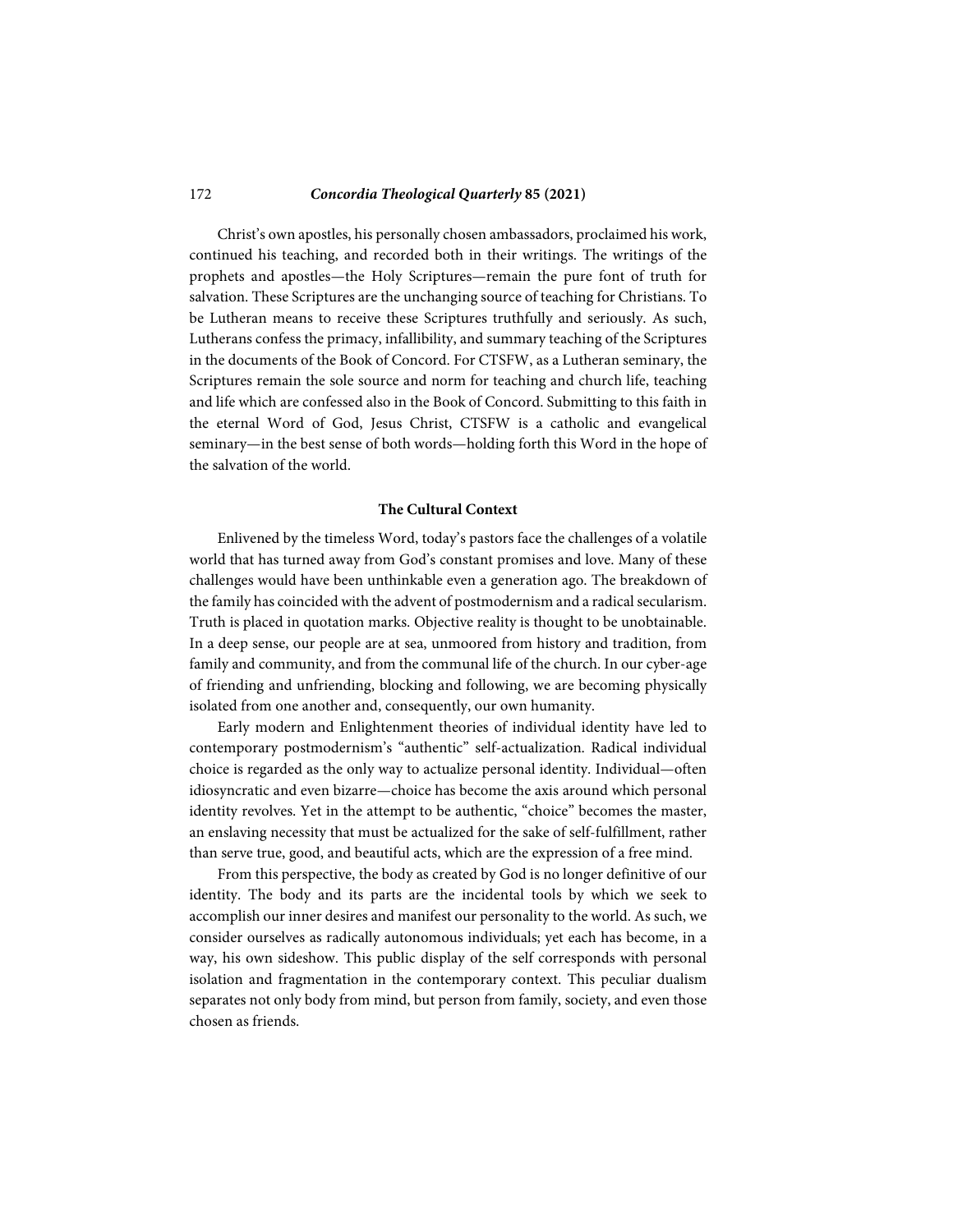Christ's own apostles, his personally chosen ambassadors, proclaimed his work, continued his teaching, and recorded both in their writings. The writings of the prophets and apostles—the Holy Scriptures—remain the pure font of truth for salvation. These Scriptures are the unchanging source of teaching for Christians. To be Lutheran means to receive these Scriptures truthfully and seriously. As such, Lutherans confess the primacy, infallibility, and summary teaching of the Scriptures in the documents of the Book of Concord. For CTSFW, as a Lutheran seminary, the Scriptures remain the sole source and norm for teaching and church life, teaching and life which are confessed also in the Book of Concord. Submitting to this faith in the eternal Word of God, Jesus Christ, CTSFW is a catholic and evangelical seminary—in the best sense of both words—holding forth this Word in the hope of the salvation of the world.

### The Cultural Context

Enlivened by the timeless Word, today's pastors face the challenges of a volatile world that has turned away from God's constant promises and love. Many of these challenges would have been unthinkable even a generation ago. The breakdown of the family has coincided with the advent of postmodernism and a radical secularism. Truth is placed in quotation marks. Objective reality is thought to be unobtainable. In a deep sense, our people are at sea, unmoored from history and tradition, from family and community, and from the communal life of the church. In our cyber-age of friending and unfriending, blocking and following, we are becoming physically isolated from one another and, consequently, our own humanity.

Early modern and Enlightenment theories of individual identity have led to contemporary postmodernism's "authentic" self-actualization. Radical individual choice is regarded as the only way to actualize personal identity. Individual—often idiosyncratic and even bizarre—choice has become the axis around which personal identity revolves. Yet in the attempt to be authentic, "choice" becomes the master, an enslaving necessity that must be actualized for the sake of self-fulfillment, rather than serve true, good, and beautiful acts, which are the expression of a free mind.

From this perspective, the body as created by God is no longer definitive of our identity. The body and its parts are the incidental tools by which we seek to accomplish our inner desires and manifest our personality to the world. As such, we consider ourselves as radically autonomous individuals; yet each has become, in a way, his own sideshow. This public display of the self corresponds with personal isolation and fragmentation in the contemporary context. This peculiar dualism separates not only body from mind, but person from family, society, and even those chosen as friends.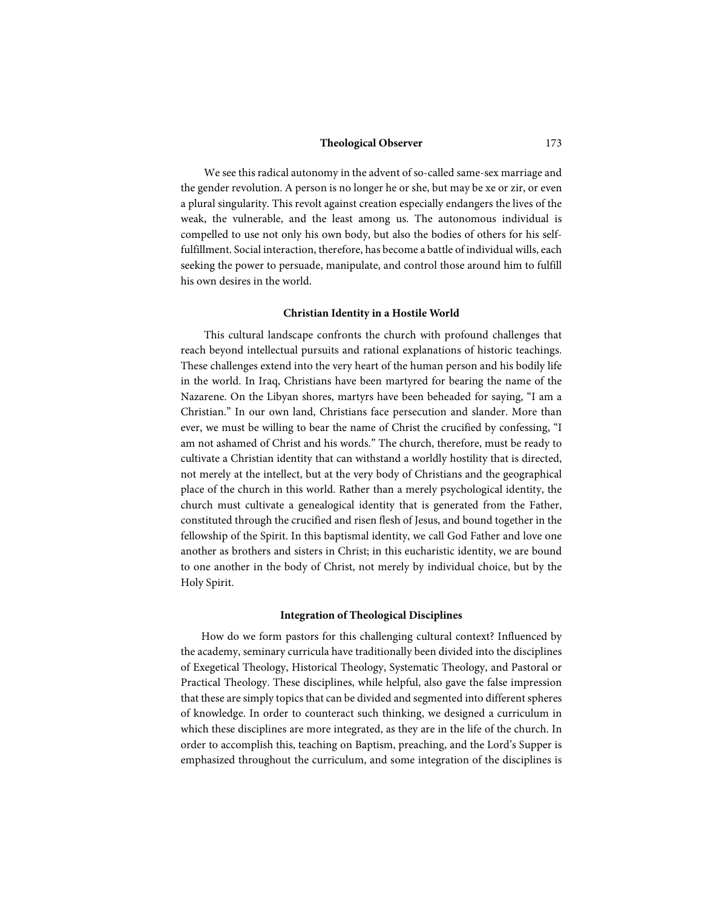We see this radical autonomy in the advent of so-called same-sex marriage and the gender revolution. A person is no longer he or she, but may be xe or zir, or even a plural singularity. This revolt against creation especially endangers the lives of the weak, the vulnerable, and the least among us. The autonomous individual is compelled to use not only his own body, but also the bodies of others for his self-fulfillment. Social interaction, therefore, has become a battle of individual wills, each seeking the power to persuade, manipulate, and control those around him to fulfill his own desires in the world.

### Christian Identity in a Hostile World

This cultural landscape confronts the church with profound challenges that reach beyond intellectual pursuits and rational explanations of historic teachings. These challenges extend into the very heart of the human person and his bodily life in the world. In Iraq, Christians have been martyred for bearing the name of the Nazarene. On the Libyan shores, martyrs have been beheaded for saying, "I am a Christian." In our own land, Christians face persecution and slander. More than ever, we must be willing to bear the name of Christ the crucified by confessing, "I am not ashamed of Christ and his words." The church, therefore, must be ready to cultivate a Christian identity that can withstand a worldly hostility that is directed, not merely at the intellect, but at the very body of Christians and the geographical place of the church in this world. Rather than a merely psychological identity, the church must cultivate a genealogical identity that is generated from the Father, constituted through the crucified and risen flesh of Jesus, and bound together in the fellowship of the Spirit. In this baptismal identity, we call God Father and love one another as brothers and sisters in Christ; in this eucharistic identity, we are bound to one another in the body of Christ, not merely by individual choice, but by the Holy Spirit.

### Integration of Theological Disciplines

How do we form pastors for this challenging cultural context? Influenced by the academy, seminary curricula have traditionally been divided into the disciplines of Exegetical Theology, Historical Theology, Systematic Theology, and Pastoral or Practical Theology. These disciplines, while helpful, also gave the false impression that these are simply topics that can be divided and segmented into different spheres of knowledge. In order to counteract such thinking, we designed a curriculum in which these disciplines are more integrated, as they are in the life of the church. In order to accomplish this, teaching on Baptism, preaching, and the Lord's Supper is emphasized throughout the curriculum, and some integration of the disciplines is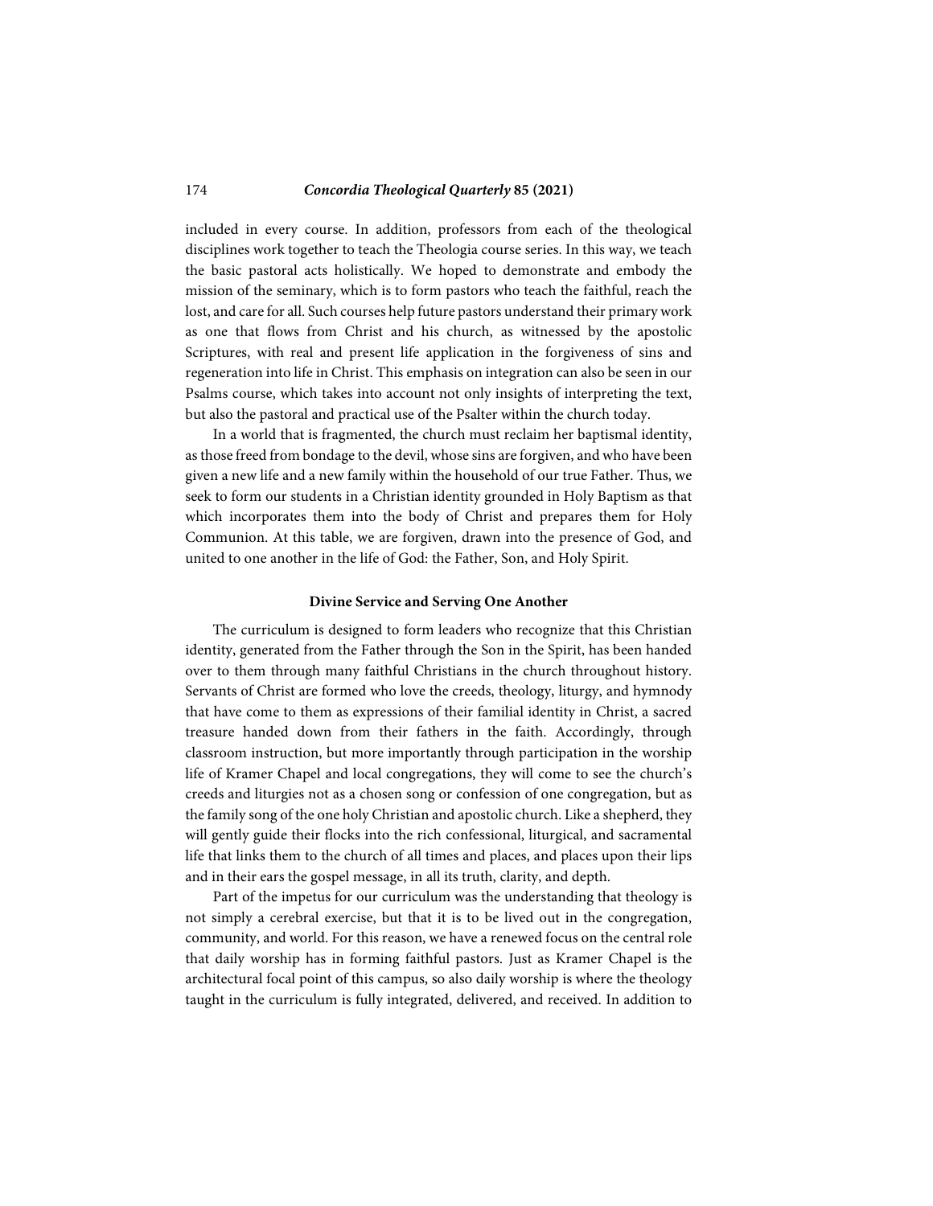included in every course. In addition, professors from each of the theological disciplines work together to teach the Theologia course series. In this way, we teach the basic pastoral acts holistically. We hoped to demonstrate and embody the mission of the seminary, which is to form pastors who teach the faithful, reach the lost, and care for all. Such courses help future pastors understand their primary work as one that flows from Christ and his church, as witnessed by the apostolic Scriptures, with real and present life application in the forgiveness of sins and regeneration into life in Christ. This emphasis on integration can also be seen in our Psalms course, which takes into account not only insights of interpreting the text, but also the pastoral and practical use of the Psalter within the church today.

In a world that is fragmented, the church must reclaim her baptismal identity, as those freed from bondage to the devil, whose sins are forgiven, and who have been given a new life and a new family within the household of our true Father. Thus, we seek to form our students in a Christian identity grounded in Holy Baptism as that which incorporates them into the body of Christ and prepares them for Holy Communion. At this table, we are forgiven, drawn into the presence of God, and united to one another in the life of God: the Father, Son, and Holy Spirit.

## Divine Service and Serving One Another

The curriculum is designed to form leaders who recognize that this Christian identity, generated from the Father through the Son in the Spirit, has been handed over to them through many faithful Christians in the church throughout history. Servants of Christ are formed who love the creeds, theology, liturgy, and hymnody that have come to them as expressions of their familial identity in Christ, a sacred treasure handed down from their fathers in the faith. Accordingly, through classroom instruction, but more importantly through participation in the worship life of Kramer Chapel and local congregations, they will come to see the church's creeds and liturgies not as a chosen song or confession of one congregation, but as the family song of the one holy Christian and apostolic church. Like a shepherd, they will gently guide their flocks into the rich confessional, liturgical, and sacramental life that links them to the church of all times and places, and places upon their lips and in their ears the gospel message, in all its truth, clarity, and depth.

Part of the impetus for our curriculum was the understanding that theology is not simply a cerebral exercise, but that it is to be lived out in the congregation, community, and world. For this reason, we have a renewed focus on the central role that daily worship has in forming faithful pastors. Just as Kramer Chapel is the architectural focal point of this campus, so also daily worship is where the theology taught in the curriculum is fully integrated, delivered, and received. In addition to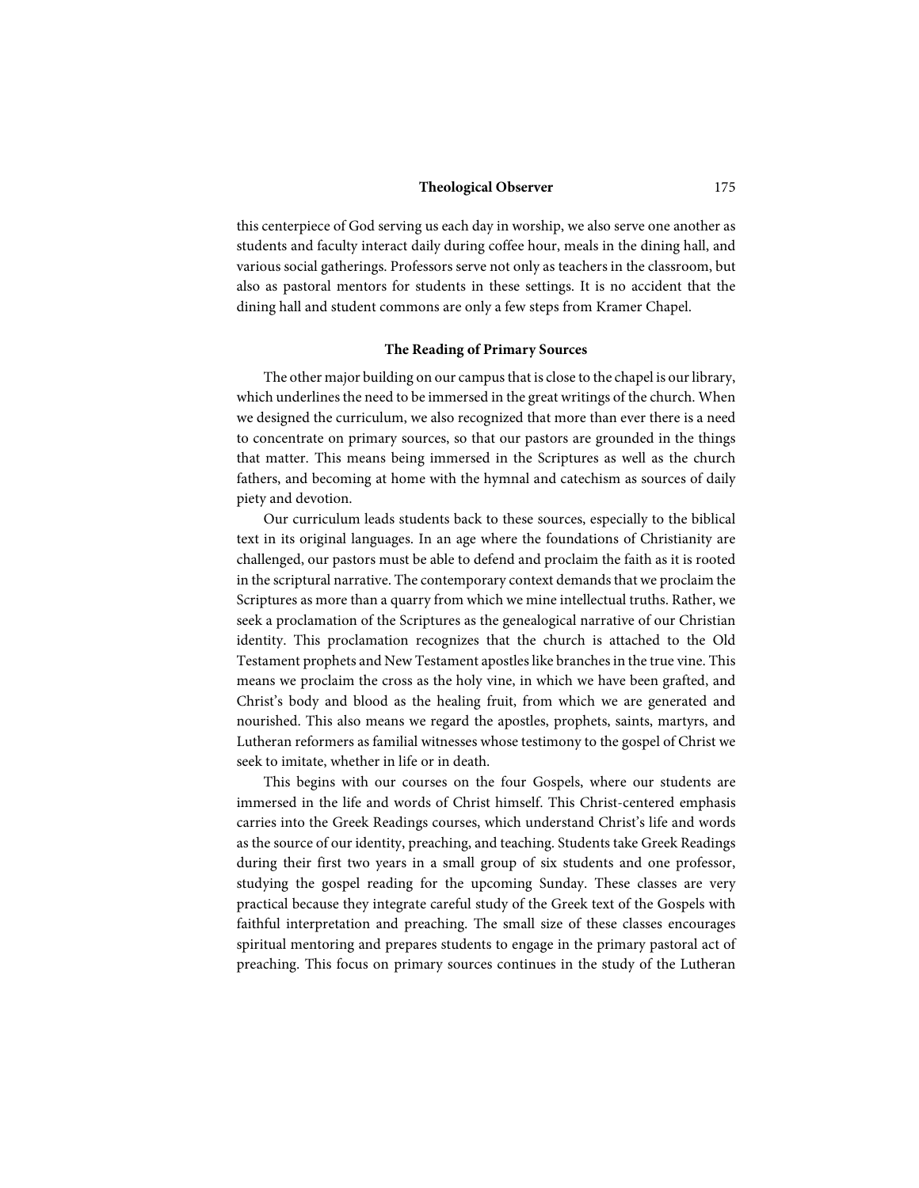this centerpiece of God serving us each day in worship, we also serve one another as students and faculty interact daily during coffee hour, meals in the dining hall, and various social gatherings. Professors serve not only as teachers in the classroom, but also as pastoral mentors for students in these settings. It is no accident that the dining hall and student commons are only a few steps from Kramer Chapel.

### The Reading of Primary Sources

The other major building on our campus that is close to the chapel is our library, which underlines the need to be immersed in the great writings of the church. When we designed the curriculum, we also recognized that more than ever there is a need to concentrate on primary sources, so that our pastors are grounded in the things that matter. This means being immersed in the Scriptures as well as the church fathers, and becoming at home with the hymnal and catechism as sources of daily piety and devotion.

Our curriculum leads students back to these sources, especially to the biblical text in its original languages. In an age where the foundations of Christianity are challenged, our pastors must be able to defend and proclaim the faith as it is rooted in the scriptural narrative. The contemporary context demands that we proclaim the Scriptures as more than a quarry from which we mine intellectual truths. Rather, we seek a proclamation of the Scriptures as the genealogical narrative of our Christian identity. This proclamation recognizes that the church is attached to the Old Testament prophets and New Testament apostles like branches in the true vine. This means we proclaim the cross as the holy vine, in which we have been grafted, and Christ's body and blood as the healing fruit, from which we are generated and nourished. This also means we regard the apostles, prophets, saints, martyrs, and Lutheran reformers as familial witnesses whose testimony to the gospel of Christ we seek to imitate, whether in life or in death.

This begins with our courses on the four Gospels, where our students are immersed in the life and words of Christ himself. This Christ-centered emphasis carries into the Greek Readings courses, which understand Christ's life and words as the source of our identity, preaching, and teaching. Students take Greek Readings during their first two years in a small group of six students and one professor, studying the gospel reading for the upcoming Sunday. These classes are very practical because they integrate careful study of the Greek text of the Gospels with faithful interpretation and preaching. The small size of these classes encourages spiritual mentoring and prepares students to engage in the primary pastoral act of preaching. This focus on primary sources continues in the study of the Lutheran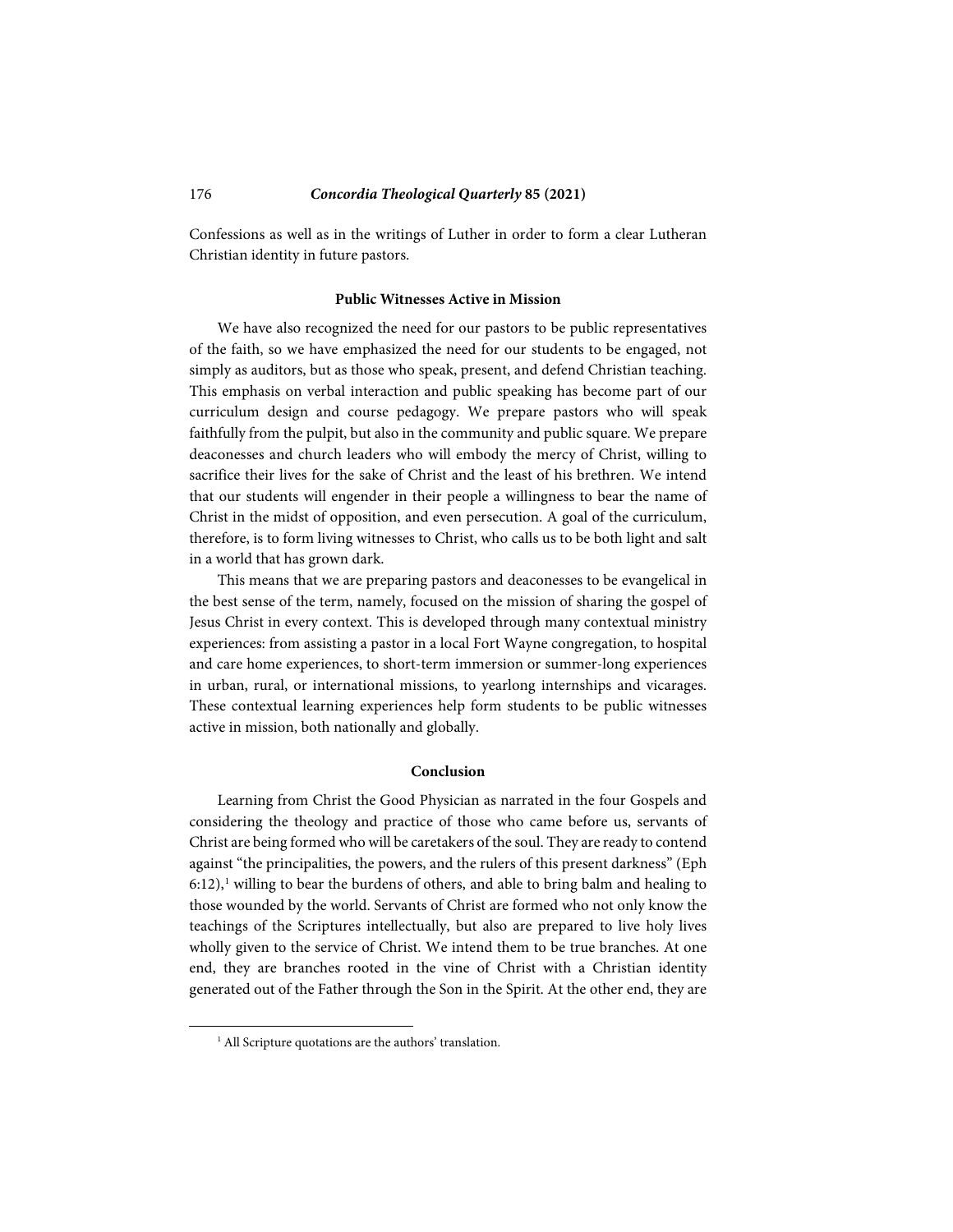Confessions as well as in the writings of Luther in order to form a clear Lutheran Christian identity in future pastors.

### Public Witnesses Active in Mission

We have also recognized the need for our pastors to be public representatives of the faith, so we have emphasized the need for our students to be engaged, not simply as auditors, but as those who speak, present, and defend Christian teaching. This emphasis on verbal interaction and public speaking has become part of our curriculum design and course pedagogy. We prepare pastors who will speak faithfully from the pulpit, but also in the community and public square. We prepare deaconesses and church leaders who will embody the mercy of Christ, willing to sacrifice their lives for the sake of Christ and the least of his brethren. We intend that our students will engender in their people a willingness to bear the name of Christ in the midst of opposition, and even persecution. A goal of the curriculum, therefore, is to form living witnesses to Christ, who calls us to be both light and salt in a world that has grown dark.

This means that we are preparing pastors and deaconesses to be evangelical in the best sense of the term, namely, focused on the mission of sharing the gospel of Jesus Christ in every context. This is developed through many contextual ministry experiences: from assisting a pastor in a local Fort Wayne congregation, to hospital and care home experiences, to short-term immersion or summer-long experiences in urban, rural, or international missions, to yearlong internships and vicarages. These contextual learning experiences help form students to be public witnesses active in mission, both nationally and globally.

### Conclusion

Learning from Christ the Good Physician as narrated in the four Gospels and considering the theology and practice of those who came before us, servants of Christ are being formed who will be caretakers of the soul. They are ready to contend against "the principalities, the powers, and the rulers of this present darkness" (Eph 6:12),[1] willing to bear the burdens of others, and able to bring balm and healing to those wounded by the world. Servants of Christ are formed who not only know the teachings of the Scriptures intellectually, but also are prepared to live holy lives wholly given to the service of Christ. We intend them to be true branches. At one end, they are branches rooted in the vine of Christ with a Christian identity generated out of the Father through the Son in the Spirit. At the other end, they are

[1] All Scripture quotations are the authors' translation.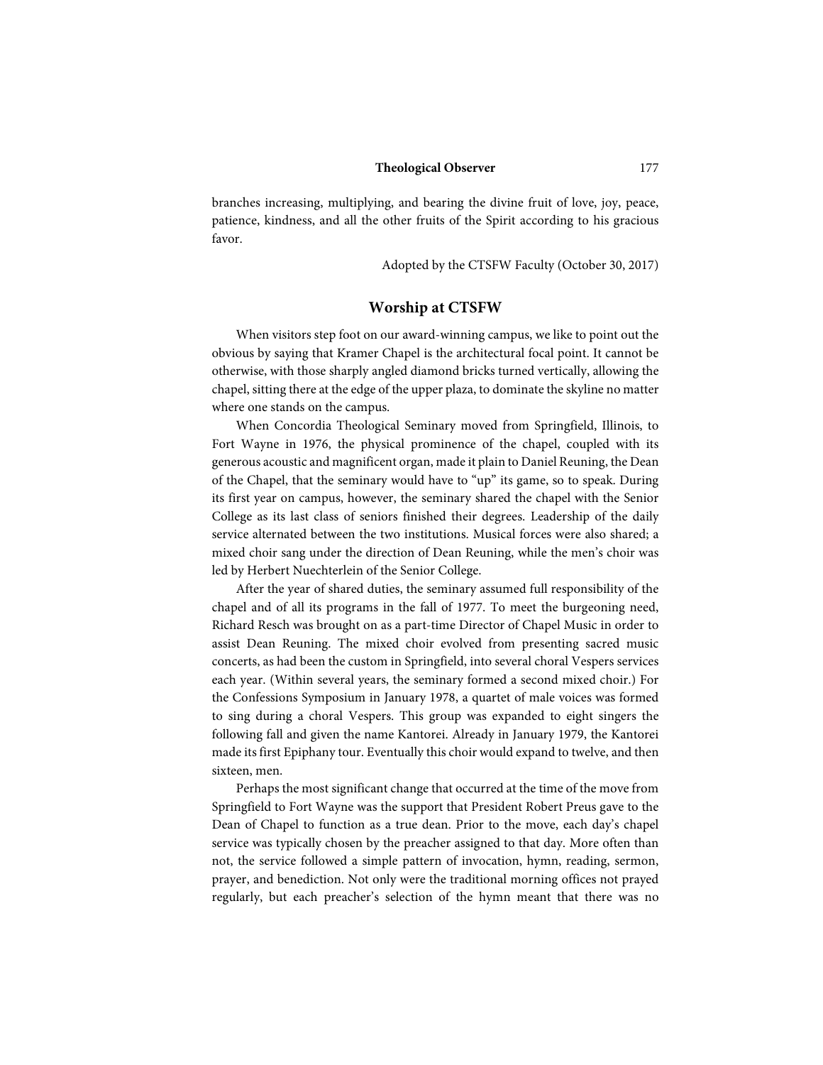branches increasing, multiplying, and bearing the divine fruit of love, joy, peace, patience, kindness, and all the other fruits of the Spirit according to his gracious favor.

Adopted by the CTSFW Faculty (October 30, 2017)

## Worship at CTSFW

When visitors step foot on our award-winning campus, we like to point out the obvious by saying that Kramer Chapel is the architectural focal point. It cannot be otherwise, with those sharply angled diamond bricks turned vertically, allowing the chapel, sitting there at the edge of the upper plaza, to dominate the skyline no matter where one stands on the campus.

When Concordia Theological Seminary moved from Springfield, Illinois, to Fort Wayne in 1976, the physical prominence of the chapel, coupled with its generous acoustic and magnificent organ, made it plain to Daniel Reuning, the Dean of the Chapel, that the seminary would have to "up" its game, so to speak. During its first year on campus, however, the seminary shared the chapel with the Senior College as its last class of seniors finished their degrees. Leadership of the daily service alternated between the two institutions. Musical forces were also shared; a mixed choir sang under the direction of Dean Reuning, while the men's choir was led by Herbert Nuechterlein of the Senior College.

After the year of shared duties, the seminary assumed full responsibility of the chapel and of all its programs in the fall of 1977. To meet the burgeoning need, Richard Resch was brought on as a part-time Director of Chapel Music in order to assist Dean Reuning. The mixed choir evolved from presenting sacred music concerts, as had been the custom in Springfield, into several choral Vespers services each year. (Within several years, the seminary formed a second mixed choir.) For the Confessions Symposium in January 1978, a quartet of male voices was formed to sing during a choral Vespers. This group was expanded to eight singers the following fall and given the name Kantorei. Already in January 1979, the Kantorei made its first Epiphany tour. Eventually this choir would expand to twelve, and then sixteen, men.

Perhaps the most significant change that occurred at the time of the move from Springfield to Fort Wayne was the support that President Robert Preus gave to the Dean of Chapel to function as a true dean. Prior to the move, each day's chapel service was typically chosen by the preacher assigned to that day. More often than not, the service followed a simple pattern of invocation, hymn, reading, sermon, prayer, and benediction. Not only were the traditional morning offices not prayed regularly, but each preacher's selection of the hymn meant that there was no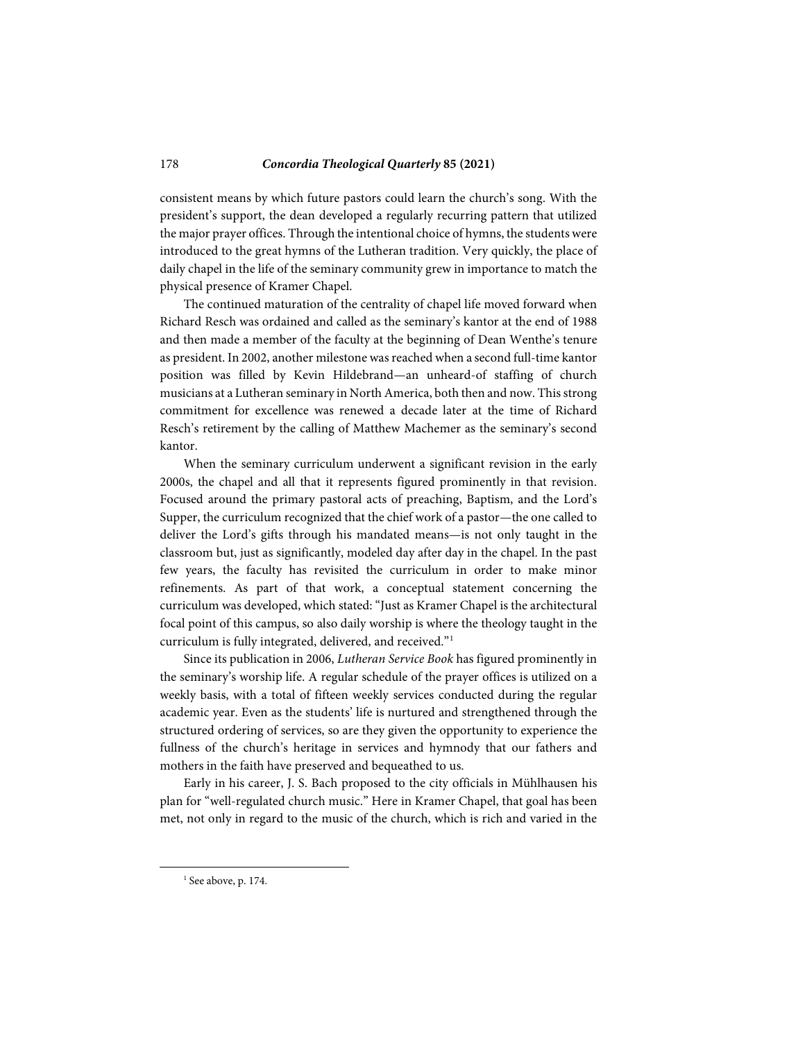consistent means by which future pastors could learn the church's song. With the president's support, the dean developed a regularly recurring pattern that utilized the major prayer offices. Through the intentional choice of hymns, the students were introduced to the great hymns of the Lutheran tradition. Very quickly, the place of daily chapel in the life of the seminary community grew in importance to match the physical presence of Kramer Chapel.

The continued maturation of the centrality of chapel life moved forward when Richard Resch was ordained and called as the seminary's kantor at the end of 1988 and then made a member of the faculty at the beginning of Dean Wenthe's tenure as president. In 2002, another milestone was reached when a second full-time kantor position was filled by Kevin Hildebrand—an unheard-of staffing of church musicians at a Lutheran seminary in North America, both then and now. This strong commitment for excellence was renewed a decade later at the time of Richard Resch's retirement by the calling of Matthew Machemer as the seminary's second kantor.

When the seminary curriculum underwent a significant revision in the early 2000s, the chapel and all that it represents figured prominently in that revision. Focused around the primary pastoral acts of preaching, Baptism, and the Lord's Supper, the curriculum recognized that the chief work of a pastor—the one called to deliver the Lord's gifts through his mandated means—is not only taught in the classroom but, just as significantly, modeled day after day in the chapel. In the past few years, the faculty has revisited the curriculum in order to make minor refinements. As part of that work, a conceptual statement concerning the curriculum was developed, which stated: "Just as Kramer Chapel is the architectural focal point of this campus, so also daily worship is where the theology taught in the curriculum is fully integrated, delivered, and received."[1]

Since its publication in 2006, *Lutheran Service Book* has figured prominently in the seminary's worship life. A regular schedule of the prayer offices is utilized on a weekly basis, with a total of fifteen weekly services conducted during the regular academic year. Even as the students' life is nurtured and strengthened through the structured ordering of services, so are they given the opportunity to experience the fullness of the church's heritage in services and hymnody that our fathers and mothers in the faith have preserved and bequeathed to us.

Early in his career, J. S. Bach proposed to the city officials in Mühlhausen his plan for "well-regulated church music." Here in Kramer Chapel, that goal has been met, not only in regard to the music of the church, which is rich and varied in the

[1] See above, p. 174.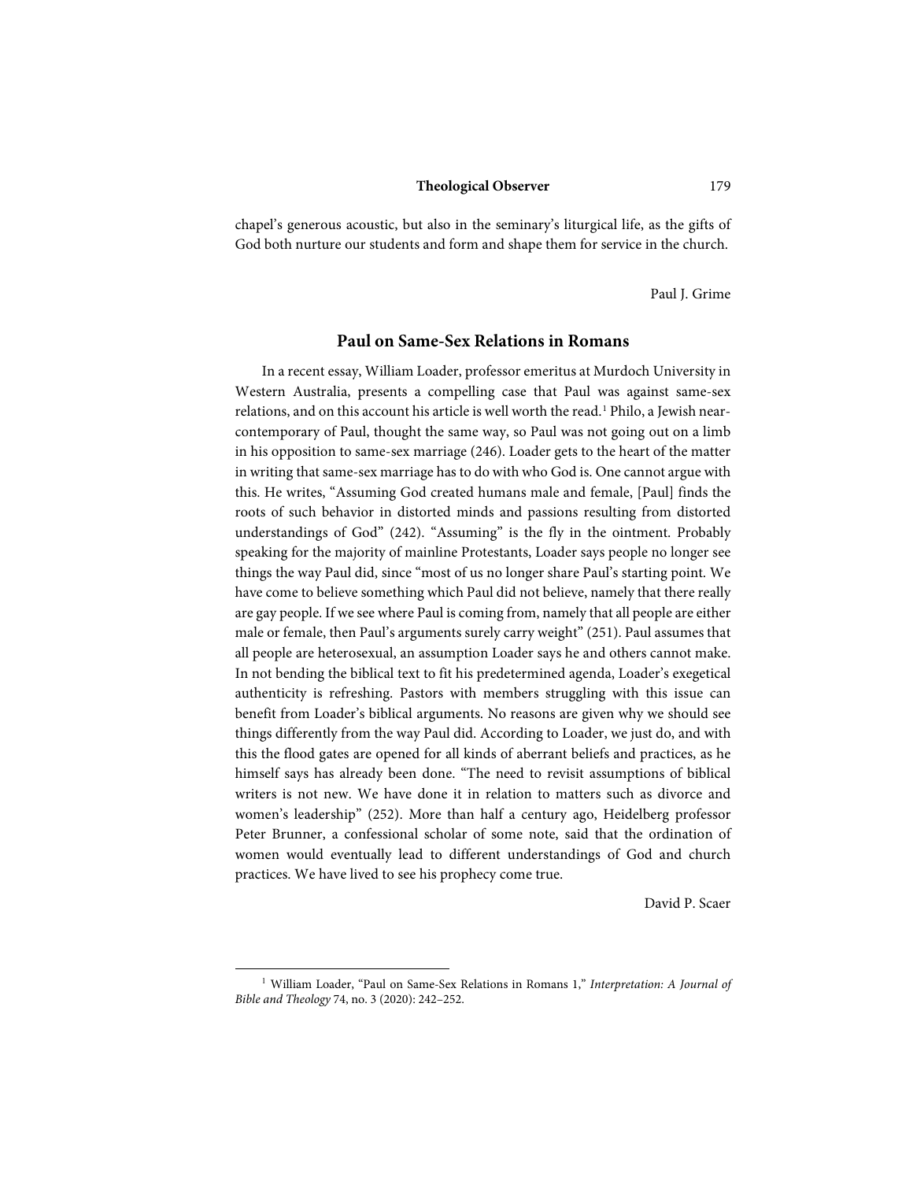chapel's generous acoustic, but also in the seminary's liturgical life, as the gifts of God both nurture our students and form and shape them for service in the church.

Paul J. Grime

## Paul on Same-Sex Relations in Romans

In a recent essay, William Loader, professor emeritus at Murdoch University in Western Australia, presents a compelling case that Paul was against same-sex relations, and on this account his article is well worth the read.[1] Philo, a Jewish near-contemporary of Paul, thought the same way, so Paul was not going out on a limb in his opposition to same-sex marriage (246). Loader gets to the heart of the matter in writing that same-sex marriage has to do with who God is. One cannot argue with this. He writes, "Assuming God created humans male and female, [Paul] finds the roots of such behavior in distorted minds and passions resulting from distorted understandings of God" (242). "Assuming" is the fly in the ointment. Probably speaking for the majority of mainline Protestants, Loader says people no longer see things the way Paul did, since "most of us no longer share Paul's starting point. We have come to believe something which Paul did not believe, namely that there really are gay people. If we see where Paul is coming from, namely that all people are either male or female, then Paul's arguments surely carry weight" (251). Paul assumes that all people are heterosexual, an assumption Loader says he and others cannot make. In not bending the biblical text to fit his predetermined agenda, Loader's exegetical authenticity is refreshing. Pastors with members struggling with this issue can benefit from Loader's biblical arguments. No reasons are given why we should see things differently from the way Paul did. According to Loader, we just do, and with this the flood gates are opened for all kinds of aberrant beliefs and practices, as he himself says has already been done. "The need to revisit assumptions of biblical writers is not new. We have done it in relation to matters such as divorce and women's leadership" (252). More than half a century ago, Heidelberg professor Peter Brunner, a confessional scholar of some note, said that the ordination of women would eventually lead to different understandings of God and church practices. We have lived to see his prophecy come true.

David P. Scaer

[1] William Loader, "Paul on Same-Sex Relations in Romans 1," *Interpretation: A Journal of Bible and Theology* 74, no. 3 (2020): 242–252.